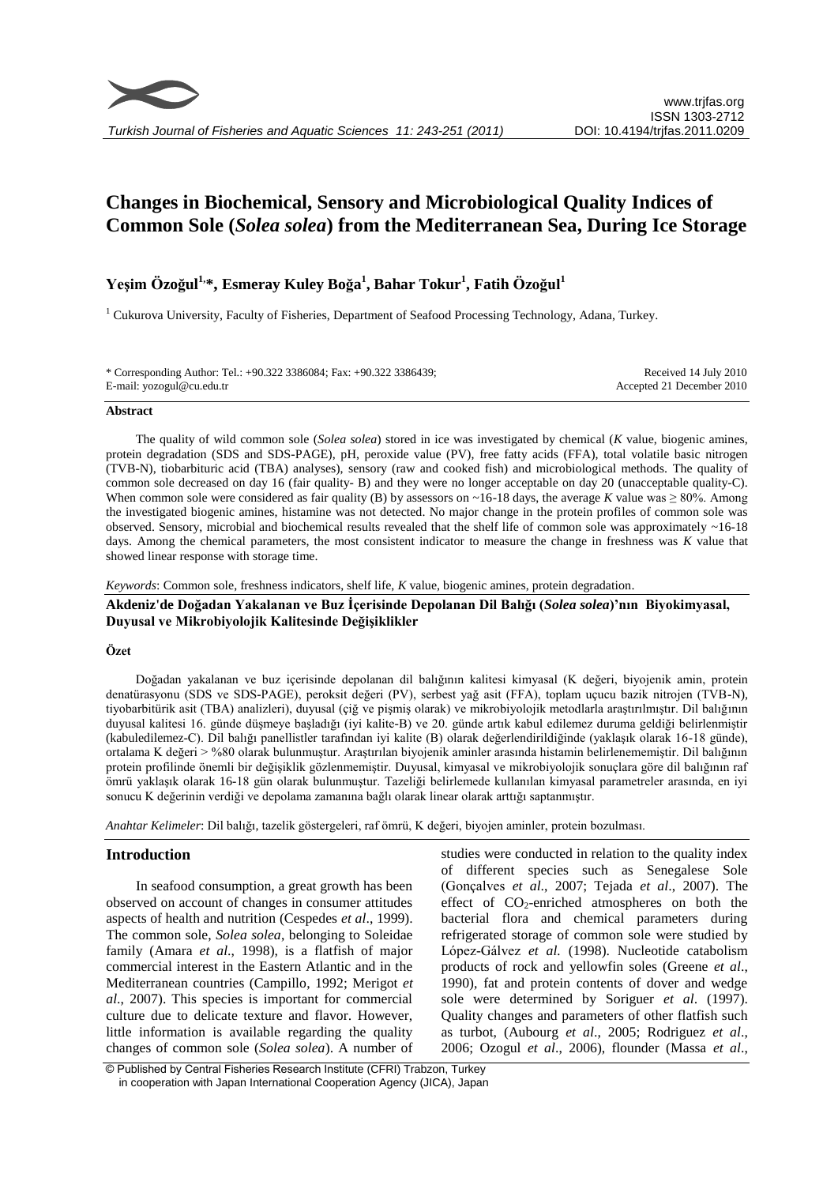# Changes in Biochemical, Sensory and Microbiological Quality Indices of Common Sole (*Solea solea*) from the Mediterranean Sea, During Ice Storage

**Yeşim Özoğul[1,]*, Esmeray Kuley Boğa[1], Bahar Tokur[1], Fatih Özoğul[1]**

[1] Cukurova University, Faculty of Fisheries, Department of Seafood Processing Technology, Adana, Turkey.

\* Corresponding Author: Tel.: +90.322 3386084; Fax: +90.322 3386439;
E-mail: yozogul@cu.edu.tr

Received 14 July 2010
Accepted 21 December 2010

## Abstract

The quality of wild common sole (*Solea solea*) stored in ice was investigated by chemical (*K* value, biogenic amines, protein degradation (SDS and SDS-PAGE), pH, peroxide value (PV), free fatty acids (FFA), total volatile basic nitrogen (TVB-N), tiobarbituric acid (TBA) analyses), sensory (raw and cooked fish) and microbiological methods. The quality of common sole decreased on day 16 (fair quality- B) and they were no longer acceptable on day 20 (unacceptable quality-C). When common sole were considered as fair quality (B) by assessors on ~16-18 days, the average *K* value was ≥ 80%. Among the investigated biogenic amines, histamine was not detected. No major change in the protein profiles of common sole was observed. Sensory, microbial and biochemical results revealed that the shelf life of common sole was approximately ~16-18 days. Among the chemical parameters, the most consistent indicator to measure the change in freshness was *K* value that showed linear response with storage time.

*Keywords*: Common sole, freshness indicators, shelf life, *K* value, biogenic amines, protein degradation.

## Akdeniz'de Doğadan Yakalanan ve Buz İçerisinde Depolanan Dil Balığı (*Solea solea*)'nın Biyokimyasal, Duyusal ve Mikrobiyolojik Kalitesinde Değişiklikler

### Özet

Doğadan yakalanan ve buz içerisinde depolanan dil balığının kalitesi kimyasal (K değeri, biyojenik amin, protein denatürasyonu (SDS ve SDS-PAGE), peroksit değeri (PV), serbest yağ asit (FFA), toplam uçucu bazik nitrojen (TVB-N), tiyobarbitürik asit (TBA) analizleri), duyusal (çiğ ve pişmiş olarak) ve mikrobiyolojik metodlarla araştırılmıştır. Dil balığının duyusal kalitesi 16. günde düşmeye başladığı (iyi kalite-B) ve 20. günde artık kabul edilemez duruma geldiği belirlenmiştir (kabuledilemez-C). Dil balığı panellistler tarafından iyi kalite (B) olarak değerlendirildiğinde (yaklaşık olarak 16-18 günde), ortalama K değeri > %80 olarak bulunmuştur. Araştırılan biyojenik aminler arasında histamin belirlenememiştir. Dil balığının protein profilinde önemli bir değişiklik gözlenmemiştir. Duyusal, kimyasal ve mikrobiyolojik sonuçlara göre dil balığının raf ömrü yaklaşık olarak 16-18 gün olarak bulunmuştur. Tazeliği belirlemede kullanılan kimyasal parametreler arasında, en iyi sonucu K değerinin verdiği ve depolama zamanına bağlı olarak linear olarak arttığı saptanmıştır.

*Anahtar Kelimeler*: Dil balığı, tazelik göstergeleri, raf ömrü, K değeri, biyojen aminler, protein bozulması.

## Introduction

In seafood consumption, a great growth has been observed on account of changes in consumer attitudes aspects of health and nutrition (Cespedes *et al*., 1999). The common sole, *Solea solea*, belonging to Soleidae family (Amara *et al*., 1998), is a flatfish of major commercial interest in the Eastern Atlantic and in the Mediterranean countries (Campillo, 1992; Merigot *et al*., 2007). This species is important for commercial culture due to delicate texture and flavor. However, little information is available regarding the quality changes of common sole (*Solea solea*). A number of studies were conducted in relation to the quality index of different species such as Senegalese Sole (Gonçalves *et al*., 2007; Tejada *et al*., 2007). The effect of $CO_2$-enriched atmospheres on both the bacterial flora and chemical parameters during refrigerated storage of common sole were studied by López-Gálvez *et al.* (1998). Nucleotide catabolism products of rock and yellowfin soles (Greene *et al*., 1990), fat and protein contents of dover and wedge sole were determined by Soriguer *et al*. (1997). Quality changes and parameters of other flatfish such as turbot, (Aubourg *et al*., 2005; Rodriguez *et al*., 2006; Ozogul *et al*., 2006), flounder (Massa *et al*.,

© Published by Central Fisheries Research Institute (CFRI) Trabzon, Turkey in cooperation with Japan International Cooperation Agency (JICA), Japan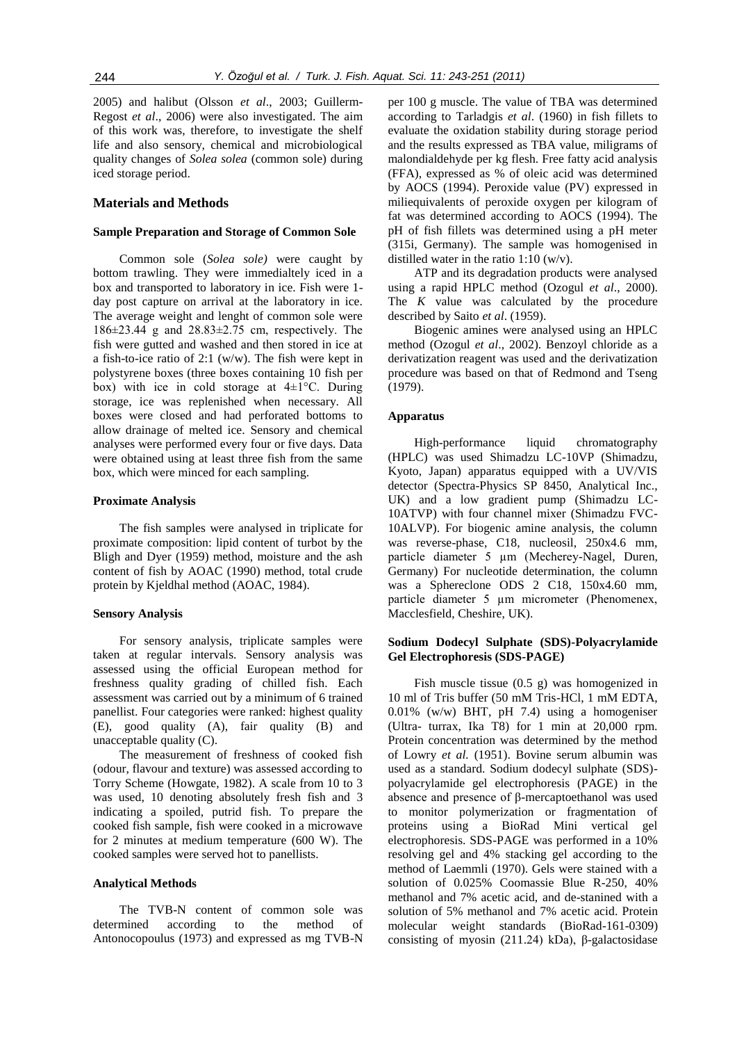2005) and halibut (Olsson *et al*., 2003; Guillerm-Regost *et al*., 2006) were also investigated. The aim of this work was, therefore, to investigate the shelf life and also sensory, chemical and microbiological quality changes of *Solea solea* (common sole) during iced storage period.

## Materials and Methods

### Sample Preparation and Storage of Common Sole

Common sole (*Solea sole)* were caught by bottom trawling. They were immedialtely iced in a box and transported to laboratory in ice. Fish were 1-day post capture on arrival at the laboratory in ice. The average weight and lenght of common sole were 186±23.44 g and 28.83±2.75 cm, respectively. The fish were gutted and washed and then stored in ice at a fish-to-ice ratio of 2:1 (w/w). The fish were kept in polystyrene boxes (three boxes containing 10 fish per box) with ice in cold storage at 4±1°C. During storage, ice was replenished when necessary. All boxes were closed and had perforated bottoms to allow drainage of melted ice. Sensory and chemical analyses were performed every four or five days. Data were obtained using at least three fish from the same box, which were minced for each sampling.

### Proximate Analysis

The fish samples were analysed in triplicate for proximate composition: lipid content of turbot by the Bligh and Dyer (1959) method, moisture and the ash content of fish by AOAC (1990) method, total crude protein by Kjeldhal method (AOAC, 1984).

### Sensory Analysis

For sensory analysis, triplicate samples were taken at regular intervals. Sensory analysis was assessed using the official European method for freshness quality grading of chilled fish. Each assessment was carried out by a minimum of 6 trained panellist. Four categories were ranked: highest quality (E), good quality (A), fair quality (B) and unacceptable quality (C).

The measurement of freshness of cooked fish (odour, flavour and texture) was assessed according to Torry Scheme (Howgate, 1982). A scale from 10 to 3 was used, 10 denoting absolutely fresh fish and 3 indicating a spoiled, putrid fish. To prepare the cooked fish sample, fish were cooked in a microwave for 2 minutes at medium temperature (600 W). The cooked samples were served hot to panellists.

### Analytical Methods

The TVB-N content of common sole was determined according to the method of Antonocopoulus (1973) and expressed as mg TVB-N per 100 g muscle. The value of TBA was determined according to Tarladgis *et al*. (1960) in fish fillets to evaluate the oxidation stability during storage period and the results expressed as TBA value, miligrams of malondialdehyde per kg flesh. Free fatty acid analysis (FFA), expressed as % of oleic acid was determined by AOCS (1994). Peroxide value (PV) expressed in miliequivalents of peroxide oxygen per kilogram of fat was determined according to AOCS (1994). The pH of fish fillets was determined using a pH meter (315i, Germany). The sample was homogenised in distilled water in the ratio 1:10 (w/v).

ATP and its degradation products were analysed using a rapid HPLC method (Ozogul *et al*., 2000). The *K* value was calculated by the procedure described by Saito *et al*. (1959).

Biogenic amines were analysed using an HPLC method (Ozogul *et al*., 2002). Benzoyl chloride as a derivatization reagent was used and the derivatization procedure was based on that of Redmond and Tseng (1979).

### Apparatus

High-performance liquid chromatography (HPLC) was used Shimadzu LC-10VP (Shimadzu, Kyoto, Japan) apparatus equipped with a UV/VIS detector (Spectra-Physics SP 8450, Analytical Inc., UK) and a low gradient pump (Shimadzu LC-10ATVP) with four channel mixer (Shimadzu FVC-10ALVP). For biogenic amine analysis, the column was reverse-phase, C18, nucleosil, 250x4.6 mm, particle diameter 5 µm (Mecherey-Nagel, Duren, Germany) For nucleotide determination, the column was a Sphereclone ODS 2 C18, 150x4.60 mm, particle diameter 5 µm micrometer (Phenomenex, Macclesfield, Cheshire, UK).

### Sodium Dodecyl Sulphate (SDS)-Polyacrylamide Gel Electrophoresis (SDS-PAGE)

Fish muscle tissue (0.5 g) was homogenized in 10 ml of Tris buffer (50 mM Tris-HCl, 1 mM EDTA, 0.01% (w/w) BHT, pH 7.4) using a homogeniser (Ultra- turrax, Ika T8) for 1 min at 20,000 rpm. Protein concentration was determined by the method of Lowry *et al.* (1951). Bovine serum albumin was used as a standard. Sodium dodecyl sulphate (SDS)-polyacrylamide gel electrophoresis (PAGE) in the absence and presence of β-mercaptoethanol was used to monitor polymerization or fragmentation of proteins using a BioRad Mini vertical gel electrophoresis. SDS-PAGE was performed in a 10% resolving gel and 4% stacking gel according to the method of Laemmli (1970). Gels were stained with a solution of 0.025% Coomassie Blue R-250, 40% methanol and 7% acetic acid, and de-stanined with a solution of 5% methanol and 7% acetic acid. Protein molecular weight standards (BioRad-161-0309) consisting of myosin (211.24) kDa), β-galactosidase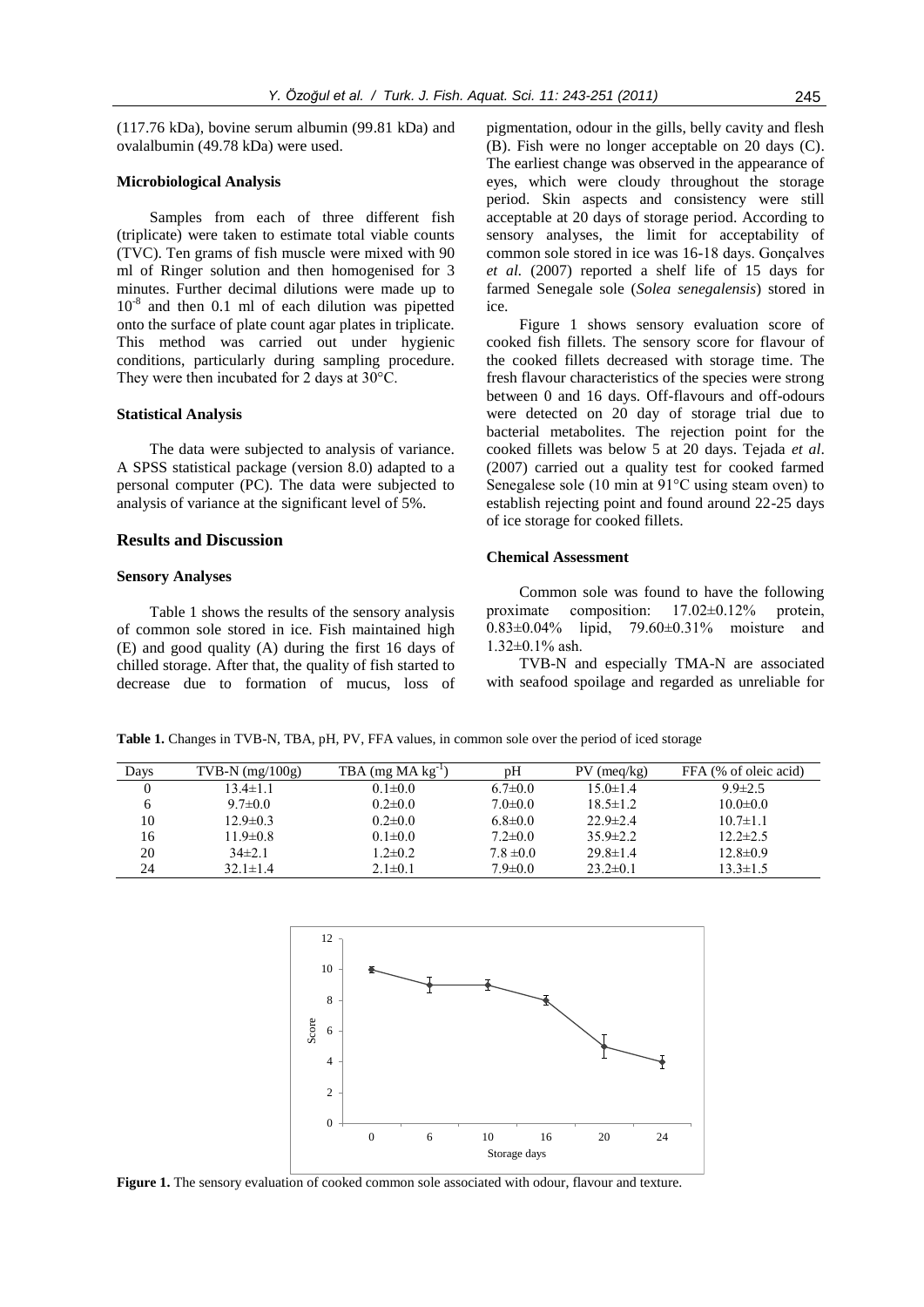(117.76 kDa), bovine serum albumin (99.81 kDa) and ovalalbumin (49.78 kDa) were used.

#### Microbiological Analysis

Samples from each of three different fish (triplicate) were taken to estimate total viable counts (TVC). Ten grams of fish muscle were mixed with 90 ml of Ringer solution and then homogenised for 3 minutes. Further decimal dilutions were made up to $10^{-8}$ and then 0.1 ml of each dilution was pipetted onto the surface of plate count agar plates in triplicate. This method was carried out under hygienic conditions, particularly during sampling procedure. They were then incubated for 2 days at 30°C.

#### Statistical Analysis

The data were subjected to analysis of variance. A SPSS statistical package (version 8.0) adapted to a personal computer (PC). The data were subjected to analysis of variance at the significant level of 5%.

### Results and Discussion

#### Sensory Analyses

Table 1 shows the results of the sensory analysis of common sole stored in ice. Fish maintained high (E) and good quality (A) during the first 16 days of chilled storage. After that, the quality of fish started to decrease due to formation of mucus, loss of pigmentation, odour in the gills, belly cavity and flesh (B). Fish were no longer acceptable on 20 days (C). The earliest change was observed in the appearance of eyes, which were cloudy throughout the storage period. Skin aspects and consistency were still acceptable at 20 days of storage period. According to sensory analyses, the limit for acceptability of common sole stored in ice was 16-18 days. Gonçalves *et al.* (2007) reported a shelf life of 15 days for farmed Senegale sole (*Solea senegalensis*) stored in ice.

Figure 1 shows sensory evaluation score of cooked fish fillets. The sensory score for flavour of the cooked fillets decreased with storage time. The fresh flavour characteristics of the species were strong between 0 and 16 days. Off-flavours and off-odours were detected on 20 day of storage trial due to bacterial metabolites. The rejection point for the cooked fillets was below 5 at 20 days. Tejada *et al*. (2007) carried out a quality test for cooked farmed Senegalese sole (10 min at 91°C using steam oven) to establish rejecting point and found around 22-25 days of ice storage for cooked fillets.

#### Chemical Assessment

Common sole was found to have the following proximate composition: 17.02±0.12% protein, 0.83±0.04% lipid, 79.60±0.31% moisture and 1.32±0.1% ash.

TVB-N and especially TMA-N are associated with seafood spoilage and regarded as unreliable for

**Table 1.** Changes in TVB-N, TBA, pH, PV, FFA values, in common sole over the period of iced storage

| Days | TVB-N (mg/100g) | TBA (mg MA $kg^{-1}$) | pH | PV (meq/kg) | FFA (% of oleic acid) |
|---|---|---|---|---|---|
| 0 | 13.4±1.1 | 0.1±0.0 | 6.7±0.0 | 15.0±1.4 | 9.9±2.5 |
| 6 | 9.7±0.0 | 0.2±0.0 | 7.0±0.0 | 18.5±1.2 | 10.0±0.0 |
| 10 | 12.9±0.3 | 0.2±0.0 | 6.8±0.0 | 22.9±2.4 | 10.7±1.1 |
| 16 | 11.9±0.8 | 0.1±0.0 | 7.2±0.0 | 35.9±2.2 | 12.2±2.5 |
| 20 | 34±2.1 | 1.2±0.2 | 7.8 ±0.0 | 29.8±1.4 | 12.8±0.9 |
| 24 | 32.1±1.4 | 2.1±0.1 | 7.9±0.0 | 23.2±0.1 | 13.3±1.5 |

**Figure 1.** The sensory evaluation of cooked common sole associated with odour, flavour and texture.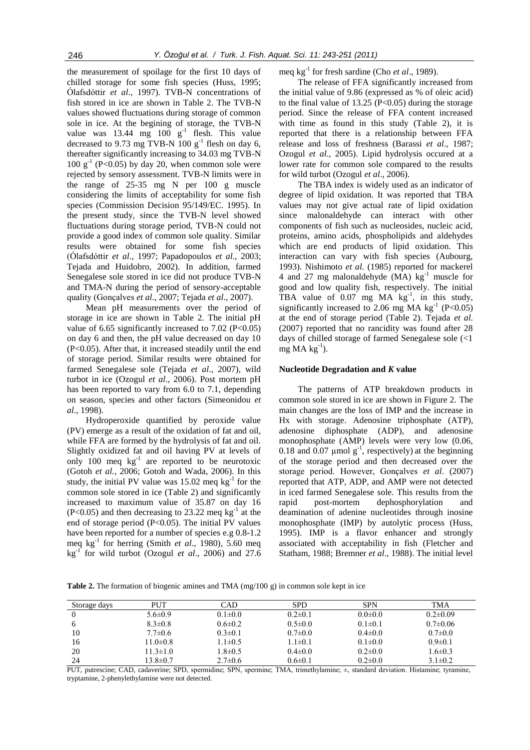the measurement of spoilage for the first 10 days of chilled storage for some fish species (Huss, 1995; Ólafsdóttir *et al*., 1997). TVB-N concentrations of fish stored in ice are shown in Table 2. The TVB-N values showed fluctuations during storage of common sole in ice. At the begining of storage, the TVB-N value was 13.44 mg 100 $g^{-1}$ flesh. This value decreased to 9.73 mg TVB-N 100 $g^{-1}$ flesh on day 6, thereafter significantly increasing to 34.03 mg TVB-N 100 $g^{-1}$ ($P<0.05$) by day 20, when common sole were rejected by sensory assessment. TVB-N limits were in the range of 25-35 mg N per 100 g muscle considering the limits of acceptability for some fish species (Commission Decision 95/149/EC. 1995). In the present study, since the TVB-N level showed fluctuations during storage period, TVB-N could not provide a good index of common sole quality. Similar results were obtained for some fish species (Ólafsdóttir *et al*., 1997; Papadopoulos *et al*., 2003; Tejada and Huidobro, 2002). In addition, farmed Senegalese sole stored in ice did not produce TVB-N and TMA-N during the period of sensory-acceptable quality (Gonçalves *et al*., 2007; Tejada *et al*., 2007).

Mean pH measurements over the period of storage in ice are shown in Table 2. The initial pH value of 6.65 significantly increased to 7.02 ($P<0.05$) on day 6 and then, the pH value decreased on day 10 ($P<0.05$). After that, it increased steadily until the end of storage period. Similar results were obtained for farmed Senegalese sole (Tejada *et al*., 2007), wild turbot in ice (Ozogul *et al*., 2006). Post mortem pH has been reported to vary from 6.0 to 7.1, depending on season, species and other factors (Simeonidou *et al*., 1998).

Hydroperoxide quantified by peroxide value (PV) emerge as a result of the oxidation of fat and oil, while FFA are formed by the hydrolysis of fat and oil. Slightly oxidized fat and oil having PV at levels of only 100 meq $kg^{-1}$ are reported to be neurotoxic (Gotoh *et al.*, 2006; Gotoh and Wada, 2006). In this study, the initial PV value was 15.02 meq $kg^{-1}$ for the common sole stored in ice (Table 2) and significantly increased to maximum value of 35.87 on day 16 ($P<0.05$) and then decreasing to 23.22 meq $kg^{-1}$ at the end of storage period ($P<0.05$). The initial PV values have been reported for a number of species e.g 0.8-1.2 meq $kg^{-1}$ for herring (Smith *et al*., 1980), 5.60 meq $kg^{-1}$ for wild turbot (Ozogul *et al*., 2006) and 27.6 meq $kg^{-1}$ for fresh sardine (Cho *et al*., 1989).

The release of FFA significantly increased from the initial value of 9.86 (expressed as % of oleic acid) to the final value of 13.25 ($P<0.05$) during the storage period. Since the release of FFA content increased with time as found in this study (Table 2), it is reported that there is a relationship between FFA release and loss of freshness (Barassi *et al*., 1987; Ozogul *et al*., 2005). Lipid hydrolysis occured at a lower rate for common sole compared to the results for wild turbot (Ozogul *et al*., 2006).

The TBA index is widely used as an indicator of degree of lipid oxidation. It was reported that TBA values may not give actual rate of lipid oxidation since malonaldehyde can interact with other components of fish such as nucleosides, nucleic acid, proteins, amino acids, phospholipids and aldehydes which are end products of lipid oxidation. This interaction can vary with fish species (Aubourg, 1993). Nishimoto *et al.* (1985) reported for mackerel 4 and 27 mg malonaldehyde (MA) $kg^{-1}$ muscle for good and low quality fish, respectively. The initial TBA value of 0.07 mg MA $kg^{-1}$, in this study, significantly increased to 2.06 mg MA $kg^{-1}$ ($P<0.05$) at the end of storage period (Table 2). Tejada *et al.* (2007) reported that no rancidity was found after 28 days of chilled storage of farmed Senegalese sole (<1 mg MA $kg^{-1}$).

### Nucleotide Degradation and *K* value

The patterns of ATP breakdown products in common sole stored in ice are shown in Figure 2. The main changes are the loss of IMP and the increase in Hx with storage. Adenosine triphosphate (ATP), adenosine diphosphate (ADP), and adenosine monophosphate (AMP) levels were very low (0.06, 0.18 and 0.07 µmol $g^{-1}$, respectively) at the beginning of the storage period and then decreased over the storage period. However, Gonçalves *et al*. (2007) reported that ATP, ADP, and AMP were not detected in iced farmed Senegalese sole. This results from the rapid post-mortem dephosphorylation and deamination of adenine nucleotides through inosine monophosphate (IMP) by autolytic process (Huss, 1995). IMP is a flavor enhancer and strongly associated with acceptability in fish (Fletcher and Statham, 1988; Bremner *et al*., 1988). The initial level

**Table 2.** The formation of biogenic amines and TMA (mg/100 g) in common sole kept in ice

| Storage days | PUT | CAD | SPD | SPN | TMA |
|---|---|---|---|---|---|
| 0 | 5.6±0.9 | 0.1±0.0 | 0.2±0.1 | 0.0±0.0 | 0.2±0.09 |
| 6 | 8.3±0.8 | 0.6±0.2 | 0.5±0.0 | 0.1±0.1 | 0.7±0.06 |
| 10 | 7.7±0.6 | 0.3±0.1 | 0.7±0.0 | 0.4±0.0 | 0.7±0.0 |
| 16 | 11.0±0.8 | 1.1±0.5 | 1.1±0.1 | 0.1±0.0 | 0.9±0.1 |
| 20 | 11.3±1.0 | 1.8±0.5 | 0.4±0.0 | 0.2±0.0 | 1.6±0.3 |
| 24 | 13.8±0.7 | 2.7±0.6 | 0.6±0.1 | 0.2±0.0 | 3.1±0.2 |

PUT, putrescine; CAD, cadaverine; SPD, spermidine; SPN, spermine; TMA, trimethylamine; ±, standard deviation. Histamine; tyramine, tryptamine, 2-phenylethylamine were not detected.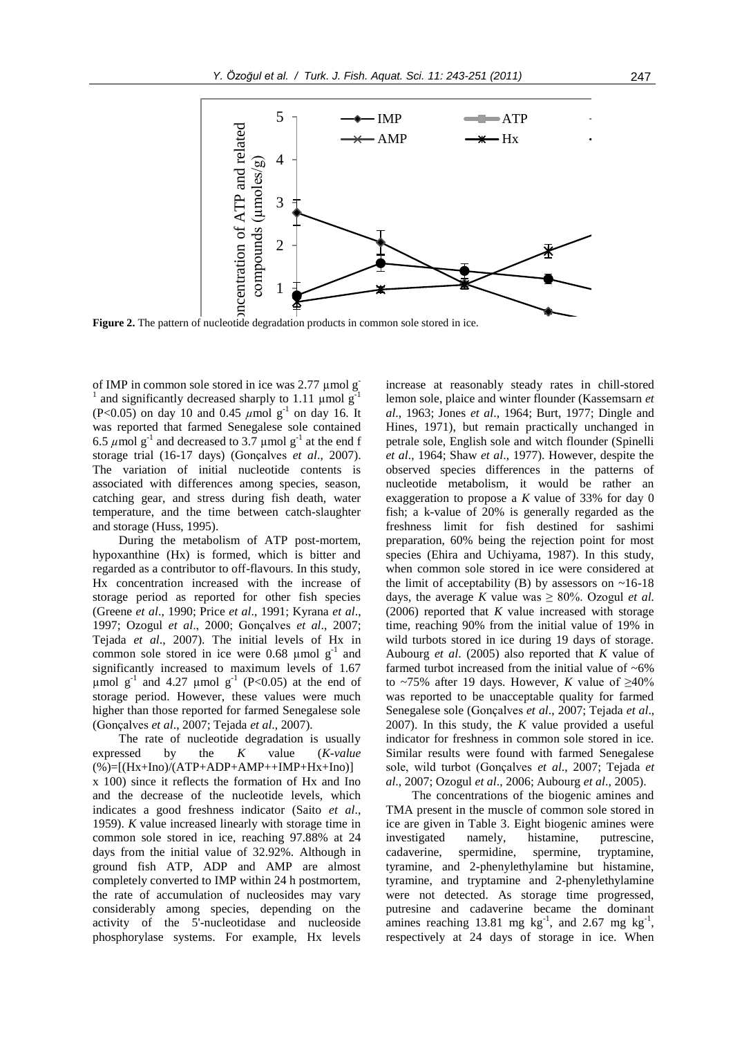**Figure 2.** The pattern of nucleotide degradation products in common sole stored in ice.

of IMP in common sole stored in ice was 2.77 µmol $g^{-1}$ and significantly decreased sharply to 1.11 µmol $g^{-1}$ ($P<0.05$) on day 10 and 0.45 µmol $g^{-1}$ on day 16. It was reported that farmed Senegalese sole contained 6.5 µmol $g^{-1}$ and decreased to 3.7 µmol $g^{-1}$ at the end f storage trial (16-17 days) (Gonçalves *et al*., 2007). The variation of initial nucleotide contents is associated with differences among species, season, catching gear, and stress during fish death, water temperature, and the time between catch-slaughter and storage (Huss, 1995).

During the metabolism of ATP post-mortem, hypoxanthine (Hx) is formed, which is bitter and regarded as a contributor to off-flavours. In this study, Hx concentration increased with the increase of storage period as reported for other fish species (Greene *et al*., 1990; Price *et al*., 1991; Kyrana *et al*., 1997; Ozogul *et al*., 2000; Gonçalves *et al*., 2007; Tejada *et al*., 2007). The initial levels of Hx in common sole stored in ice were 0.68 µmol $g^{-1}$ and significantly increased to maximum levels of 1.67 µmol $g^{-1}$ and 4.27 µmol $g^{-1}$ ($P<0.05$) at the end of storage period. However, these values were much higher than those reported for farmed Senegalese sole (Gonçalves *et al*., 2007; Tejada *et al*., 2007).

The rate of nucleotide degradation is usually expressed by the *K* value (*K-value* (%)=[(Hx+Ino)/(ATP+ADP+AMP++IMP+Hx+Ino)] x 100) since it reflects the formation of Hx and Ino and the decrease of the nucleotide levels, which indicates a good freshness indicator (Saito *et al*., 1959). *K* value increased linearly with storage time in common sole stored in ice, reaching 97.88% at 24 days from the initial value of 32.92%. Although in ground fish ATP, ADP and AMP are almost completely converted to IMP within 24 h postmortem, the rate of accumulation of nucleosides may vary considerably among species, depending on the activity of the 5'-nucleotidase and nucleoside phosphorylase systems. For example, Hx levels increase at reasonably steady rates in chill-stored lemon sole, plaice and winter flounder (Kassemsarn *et al*., 1963; Jones *et al*., 1964; Burt, 1977; Dingle and Hines, 1971), but remain practically unchanged in petrale sole, English sole and witch flounder (Spinelli *et al*., 1964; Shaw *et al*., 1977). However, despite the observed species differences in the patterns of nucleotide metabolism, it would be rather an exaggeration to propose a *K* value of 33% for day 0 fish; a k-value of 20% is generally regarded as the freshness limit for fish destined for sashimi preparation, 60% being the rejection point for most species (Ehira and Uchiyama, 1987). In this study, when common sole stored in ice were considered at the limit of acceptability (B) by assessors on ~16-18 days, the average *K* value was ≥ 80%. Ozogul *et al.* (2006) reported that *K* value increased with storage time, reaching 90% from the initial value of 19% in wild turbots stored in ice during 19 days of storage. Aubourg *et al*. (2005) also reported that *K* value of farmed turbot increased from the initial value of ~6% to ~75% after 19 days. However, *K* value of ≥40% was reported to be unacceptable quality for farmed Senegalese sole (Gonçalves *et al*., 2007; Tejada *et al*., 2007). In this study, the *K* value provided a useful indicator for freshness in common sole stored in ice. Similar results were found with farmed Senegalese sole, wild turbot (Gonçalves *et al*., 2007; Tejada *et al*., 2007; Ozogul *et al*., 2006; Aubourg *et al*., 2005).

The concentrations of the biogenic amines and TMA present in the muscle of common sole stored in ice are given in Table 3. Eight biogenic amines were investigated namely, histamine, putrescine, cadaverine, spermidine, spermine, tryptamine, tyramine, and 2-phenylethylamine but histamine, tyramine, and tryptamine and 2-phenylethylamine were not detected. As storage time progressed, putresine and cadaverine became the dominant amines reaching 13.81 mg $kg^{-1}$, and 2.67 mg $kg^{-1}$, respectively at 24 days of storage in ice. When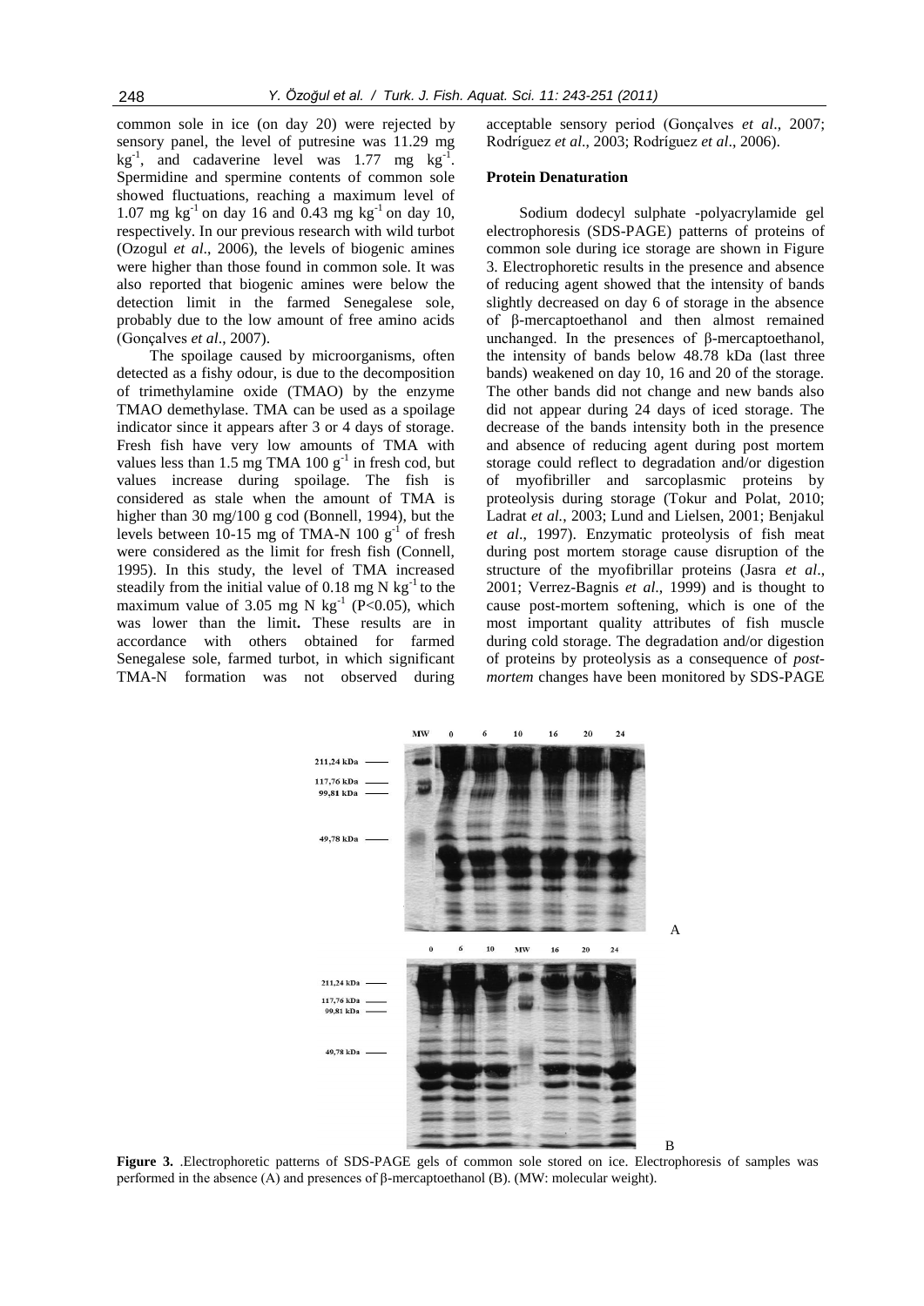common sole in ice (on day 20) were rejected by sensory panel, the level of putresine was 11.29 mg $kg^{-1}$, and cadaverine level was 1.77 mg $kg^{-1}$. Spermidine and spermine contents of common sole showed fluctuations, reaching a maximum level of 1.07 mg $kg^{-1}$ on day 16 and 0.43 mg $kg^{-1}$ on day 10, respectively. In our previous research with wild turbot (Ozogul *et al*., 2006), the levels of biogenic amines were higher than those found in common sole. It was also reported that biogenic amines were below the detection limit in the farmed Senegalese sole, probably due to the low amount of free amino acids (Gonçalves *et al*., 2007).

The spoilage caused by microorganisms, often detected as a fishy odour, is due to the decomposition of trimethylamine oxide (TMAO) by the enzyme TMAO demethylase. TMA can be used as a spoilage indicator since it appears after 3 or 4 days of storage. Fresh fish have very low amounts of TMA with values less than 1.5 mg TMA 100 $g^{-1}$ in fresh cod, but values increase during spoilage. The fish is considered as stale when the amount of TMA is higher than 30 mg/100 g cod (Bonnell, 1994), but the levels between 10-15 mg of TMA-N 100 $g^{-1}$ of fresh were considered as the limit for fresh fish (Connell, 1995). In this study, the level of TMA increased steadily from the initial value of 0.18 mg N $kg^{-1}$ to the maximum value of 3.05 mg N $kg^{-1}$ ($P<0.05$), which was lower than the limit**.** These results are in accordance with others obtained for farmed Senegalese sole, farmed turbot, in which significant TMA-N formation was not observed during acceptable sensory period (Gonçalves *et al*., 2007; Rodríguez *et al*., 2003; Rodríguez *et al*., 2006).

### Protein Denaturation

Sodium dodecyl sulphate -polyacrylamide gel electrophoresis (SDS-PAGE) patterns of proteins of common sole during ice storage are shown in Figure 3. Electrophoretic results in the presence and absence of reducing agent showed that the intensity of bands slightly decreased on day 6 of storage in the absence of β-mercaptoethanol and then almost remained unchanged. In the presences of β-mercaptoethanol, the intensity of bands below 48.78 kDa (last three bands) weakened on day 10, 16 and 20 of the storage. The other bands did not change and new bands also did not appear during 24 days of iced storage. The decrease of the bands intensity both in the presence and absence of reducing agent during post mortem storage could reflect to degradation and/or digestion of myofibriller and sarcoplasmic proteins by proteolysis during storage (Tokur and Polat, 2010; Ladrat *et al.*, 2003; Lund and Lielsen, 2001; Benjakul *et al*., 1997). Enzymatic proteolysis of fish meat during post mortem storage cause disruption of the structure of the myofibrillar proteins (Jasra *et al*., 2001; Verrez-Bagnis *et al*., 1999) and is thought to cause post-mortem softening, which is one of the most important quality attributes of fish muscle during cold storage. The degradation and/or digestion of proteins by proteolysis as a consequence of *post-mortem* changes have been monitored by SDS-PAGE

**Figure 3.** .Electrophoretic patterns of SDS-PAGE gels of common sole stored on ice. Electrophoresis of samples was performed in the absence (A) and presences of β-mercaptoethanol (B). (MW: molecular weight).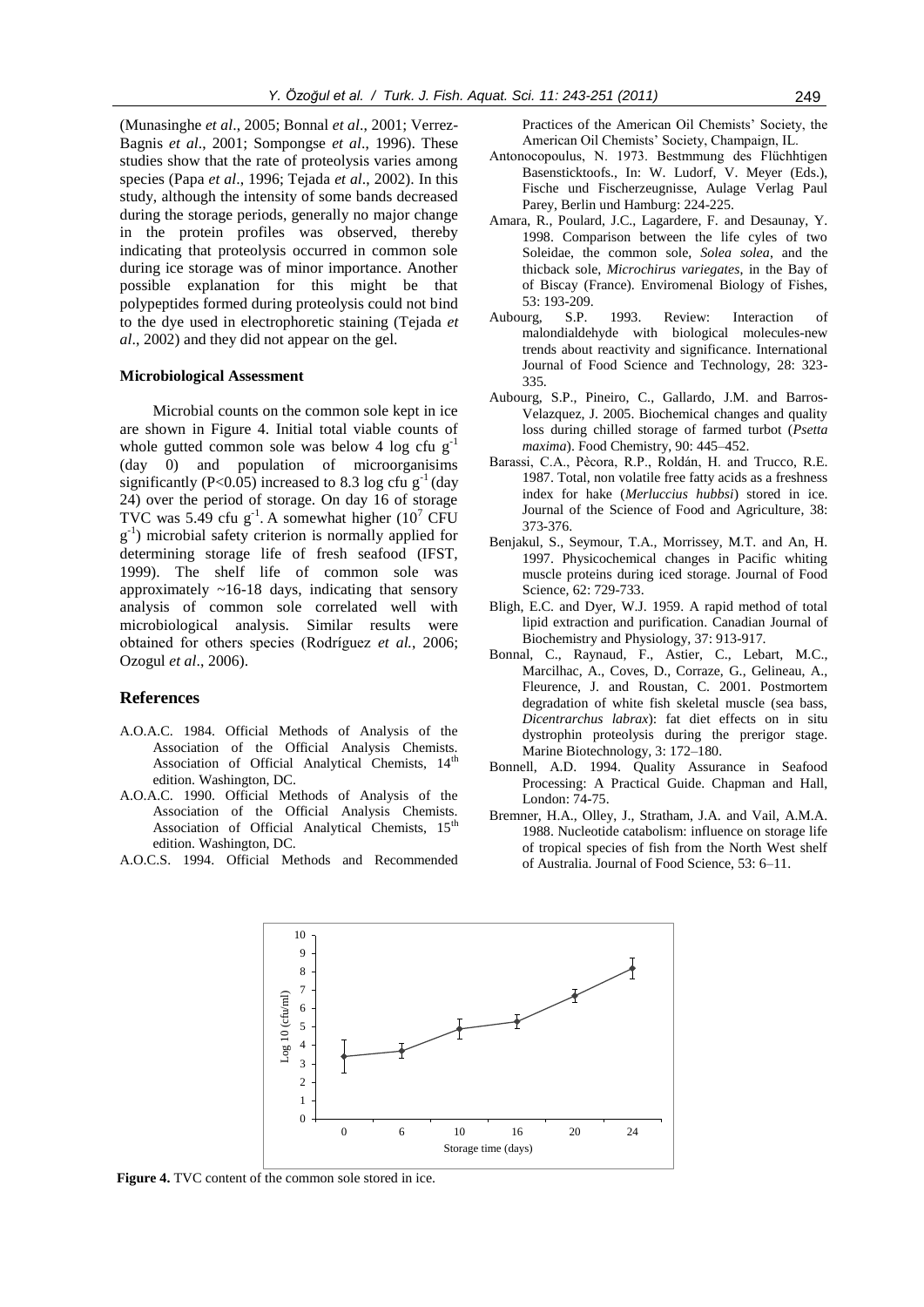(Munasinghe *et al*., 2005; Bonnal *et al*., 2001; Verrez-Bagnis *et al*., 2001; Sompongse *et al*., 1996). These studies show that the rate of proteolysis varies among species (Papa *et al*., 1996; Tejada *et al*., 2002). In this study, although the intensity of some bands decreased during the storage periods, generally no major change in the protein profiles was observed, thereby indicating that proteolysis occurred in common sole during ice storage was of minor importance. Another possible explanation for this might be that polypeptides formed during proteolysis could not bind to the dye used in electrophoretic staining (Tejada *et al*., 2002) and they did not appear on the gel.

### Microbiological Assessment

Microbial counts on the common sole kept in ice are shown in Figure 4. Initial total viable counts of whole gutted common sole was below 4 log cfu $g^{-1}$ (day 0) and population of microorganisims significantly ($P<0.05$) increased to 8.3 log cfu $g^{-1}$ (day 24) over the period of storage. On day 16 of storage TVC was 5.49 cfu $g^{-1}$. A somewhat higher ($10^7$ CFU $g^{-1}$) microbial safety criterion is normally applied for determining storage life of fresh seafood (IFST, 1999). The shelf life of common sole was approximately ~16-18 days, indicating that sensory analysis of common sole correlated well with microbiological analysis. Similar results were obtained for others species (Rodríguez *et al.*, 2006; Ozogul *et al*., 2006).

## References

A.O.A.C. 1984. Official Methods of Analysis of the Association of the Official Analysis Chemists. Association of Official Analytical Chemists, 14th edition. Washington, DC.

A.O.A.C. 1990. Official Methods of Analysis of the Association of the Official Analysis Chemists. Association of Official Analytical Chemists, 15th edition. Washington, DC.

A.O.C.S. 1994. Official Methods and Recommended Practices of the American Oil Chemists' Society, the American Oil Chemists' Society, Champaign, IL.

Antonocopoulus, N. 1973. Bestmmung des Flüchhtigen Basensticktoofs., In: W. Ludorf, V. Meyer (Eds.), Fische und Fischerzeugnisse, Aulage Verlag Paul Parey, Berlin und Hamburg: 224-225.

Amara, R., Poulard, J.C., Lagardere, F. and Desaunay, Y. 1998. Comparison between the life cyles of two Soleidae, the common sole, *Solea solea*, and the thicback sole, *Microchirus variegates*, in the Bay of of Biscay (France). Enviromenal Biology of Fishes, 53: 193-209.

Aubourg, S.P. 1993. Review: Interaction of malondialdehyde with biological molecules-new trends about reactivity and significance. International Journal of Food Science and Technology, 28: 323-335.

Aubourg, S.P., Pineiro, C., Gallardo, J.M. and Barros-Velazquez, J. 2005. Biochemical changes and quality loss during chilled storage of farmed turbot (*Psetta maxima*). Food Chemistry, 90: 445–452.

Barassi, C.A., Pècora, R.P., Roldán, H. and Trucco, R.E. 1987. Total, non volatile free fatty acids as a freshness index for hake (*Merluccius hubbsi*) stored in ice. Journal of the Science of Food and Agriculture, 38: 373-376.

Benjakul, S., Seymour, T.A., Morrissey, M.T. and An, H. 1997. Physicochemical changes in Pacific whiting muscle proteins during iced storage. Journal of Food Science, 62: 729-733.

Bligh, E.C. and Dyer, W.J. 1959. A rapid method of total lipid extraction and purification. Canadian Journal of Biochemistry and Physiology, 37: 913-917.

Bonnal, C., Raynaud, F., Astier, C., Lebart, M.C., Marcilhac, A., Coves, D., Corraze, G., Gelineau, A., Fleurence, J. and Roustan, C. 2001. Postmortem degradation of white fish skeletal muscle (sea bass, *Dicentrarchus labrax*): fat diet effects on in situ dystrophin proteolysis during the prerigor stage. Marine Biotechnology, 3: 172–180.

Bonnell, A.D. 1994. Quality Assurance in Seafood Processing: A Practical Guide. Chapman and Hall, London: 74-75.

Bremner, H.A., Olley, J., Stratham, J.A. and Vail, A.M.A. 1988. Nucleotide catabolism: influence on storage life of tropical species of fish from the North West shelf of Australia. Journal of Food Science, 53: 6–11.

**Figure 4.** TVC content of the common sole stored in ice.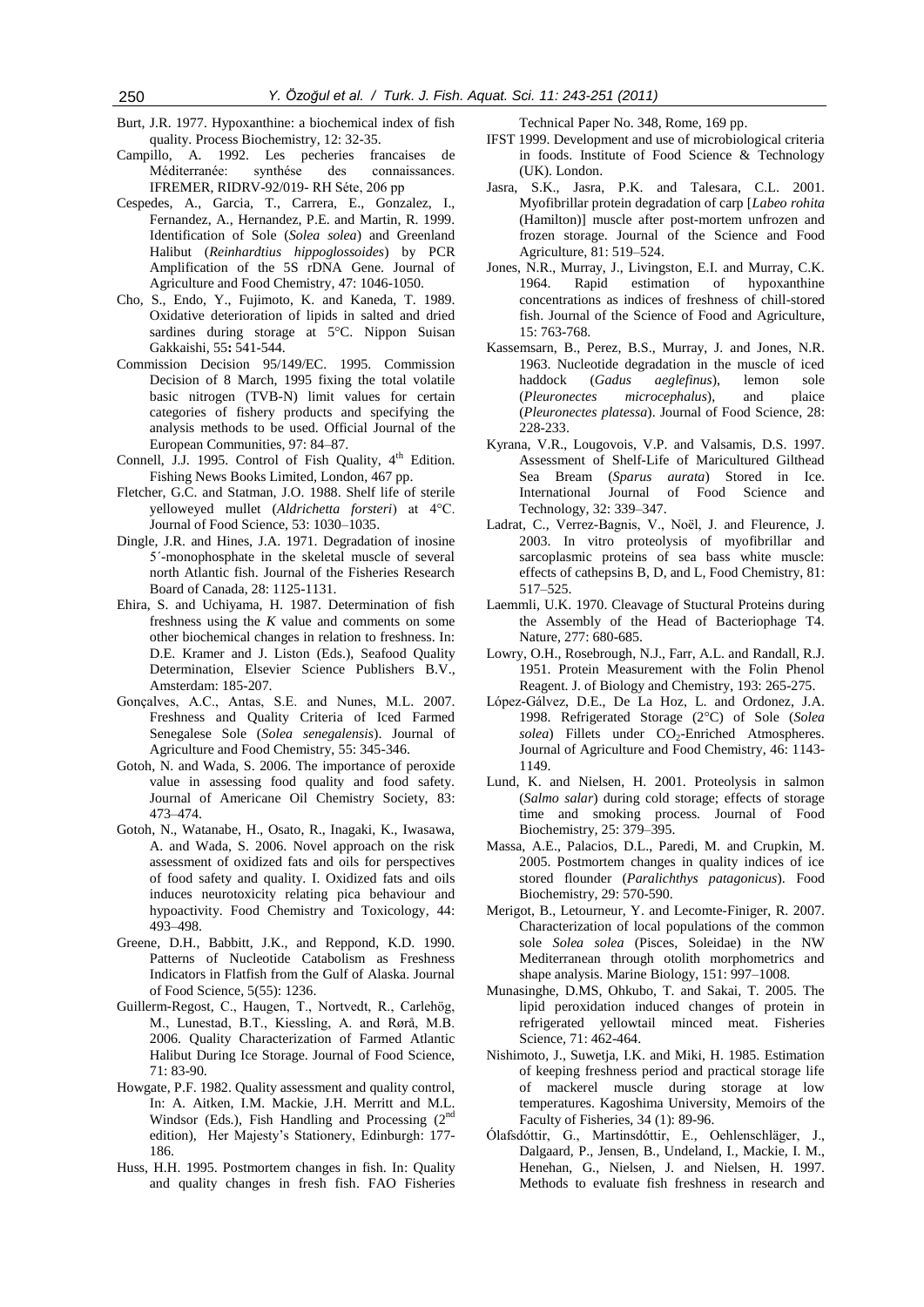Burt, J.R. 1977. Hypoxanthine: a biochemical index of fish quality. Process Biochemistry, 12: 32-35.

Campillo, A. 1992. Les pecheries francaises de Méditerranée: synthése des connaissances. IFREMER, RIDRV-92/019- RH Séte, 206 pp

Cespedes, A., Garcia, T., Carrera, E., Gonzalez, I., Fernandez, A., Hernandez, P.E. and Martin, R. 1999. Identification of Sole (*Solea solea*) and Greenland Halibut (*Reinhardtius hippoglossoides*) by PCR Amplification of the 5S rDNA Gene. Journal of Agriculture and Food Chemistry, 47: 1046-1050.

Cho, S., Endo, Y., Fujimoto, K. and Kaneda, T. 1989. Oxidative deterioration of lipids in salted and dried sardines during storage at 5°C. Nippon Suisan Gakkaishi, 55**:** 541-544.

Commission Decision 95/149/EC. 1995. Commission Decision of 8 March, 1995 fixing the total volatile basic nitrogen (TVB-N) limit values for certain categories of fishery products and specifying the analysis methods to be used. Official Journal of the European Communities, 97: 84–87.

Connell, J.J. 1995. Control of Fish Quality, 4th Edition. Fishing News Books Limited, London, 467 pp.

Fletcher, G.C. and Statman, J.O. 1988. Shelf life of sterile yelloweyed mullet (*Aldrichetta forsteri*) at 4°C. Journal of Food Science, 53: 1030–1035.

Dingle, J.R. and Hines, J.A. 1971. Degradation of inosine 5´-monophosphate in the skeletal muscle of several north Atlantic fish. Journal of the Fisheries Research Board of Canada, 28: 1125-1131.

Ehira, S. and Uchiyama, H. 1987. Determination of fish freshness using the *K* value and comments on some other biochemical changes in relation to freshness. In: D.E. Kramer and J. Liston (Eds.), Seafood Quality Determination, Elsevier Science Publishers B.V., Amsterdam: 185-207.

Gonçalves, A.C., Antas, S.E. and Nunes, M.L. 2007. Freshness and Quality Criteria of Iced Farmed Senegalese Sole (*Solea senegalensis*). Journal of Agriculture and Food Chemistry, 55: 345-346.

Gotoh, N. and Wada, S. 2006. The importance of peroxide value in assessing food quality and food safety. Journal of Americane Oil Chemistry Society, 83: 473–474.

Gotoh, N., Watanabe, H., Osato, R., Inagaki, K., Iwasawa, A. and Wada, S. 2006. Novel approach on the risk assessment of oxidized fats and oils for perspectives of food safety and quality. I. Oxidized fats and oils induces neurotoxicity relating pica behaviour and hypoactivity. Food Chemistry and Toxicology, 44: 493–498.

Greene, D.H., Babbitt, J.K., and Reppond, K.D. 1990. Patterns of Nucleotide Catabolism as Freshness Indicators in Flatfish from the Gulf of Alaska. Journal of Food Science, 5(55): 1236.

Guillerm-Regost, C., Haugen, T., Nortvedt, R., Carlehög, M., Lunestad, B.T., Kiessling, A. and Rørå, M.B. 2006. Quality Characterization of Farmed Atlantic Halibut During Ice Storage. Journal of Food Science, 71: 83-90.

Howgate, P.F. 1982. Quality assessment and quality control, In: A. Aitken, I.M. Mackie, J.H. Merritt and M.L. Windsor (Eds.), Fish Handling and Processing (2nd edition), Her Majesty's Stationery, Edinburgh: 177-186.

Huss, H.H. 1995. Postmortem changes in fish. In: Quality and quality changes in fresh fish. FAO Fisheries Technical Paper No. 348, Rome, 169 pp.

IFST 1999. Development and use of microbiological criteria in foods. Institute of Food Science & Technology (UK). London.

Jasra, S.K., Jasra, P.K. and Talesara, C.L. 2001. Myofibrillar protein degradation of carp [*Labeo rohita* (Hamilton)] muscle after post-mortem unfrozen and frozen storage. Journal of the Science and Food Agriculture, 81: 519–524.

Jones, N.R., Murray, J., Livingston, E.I. and Murray, C.K. 1964. Rapid estimation of hypoxanthine concentrations as indices of freshness of chill-stored fish. Journal of the Science of Food and Agriculture, 15: 763-768.

Kassemsarn, B., Perez, B.S., Murray, J. and Jones, N.R. 1963. Nucleotide degradation in the muscle of iced haddock (*Gadus aeglefinus*), lemon sole (*Pleuronectes microcephalus*), and plaice (*Pleuronectes platessa*). Journal of Food Science, 28: 228-233.

Kyrana, V.R., Lougovois, V.P. and Valsamis, D.S. 1997. Assessment of Shelf-Life of Maricultured Gilthead Sea Bream (*Sparus aurata*) Stored in Ice. International Journal of Food Science and Technology, 32: 339–347.

Ladrat, C., Verrez-Bagnis, V., Noël, J. and Fleurence, J. 2003. In vitro proteolysis of myofibrillar and sarcoplasmic proteins of sea bass white muscle: effects of cathepsins B, D, and L, Food Chemistry, 81: 517–525.

Laemmli, U.K. 1970. Cleavage of Stuctural Proteins during the Assembly of the Head of Bacteriophage T4. Nature, 277: 680-685.

Lowry, O.H., Rosebrough, N.J., Farr, A.L. and Randall, R.J. 1951. Protein Measurement with the Folin Phenol Reagent. J. of Biology and Chemistry, 193: 265-275.

López-Gálvez, D.E., De La Hoz, L. and Ordonez, J.A. 1998. Refrigerated Storage (2°C) of Sole (*Solea solea*) Fillets under $CO_2$-Enriched Atmospheres. Journal of Agriculture and Food Chemistry, 46: 1143-1149.

Lund, K. and Nielsen, H. 2001. Proteolysis in salmon (*Salmo salar*) during cold storage; effects of storage time and smoking process. Journal of Food Biochemistry, 25: 379–395.

Massa, A.E., Palacios, D.L., Paredi, M. and Crupkin, M. 2005. Postmortem changes in quality indices of ice stored flounder (*Paralichthys patagonicus*). Food Biochemistry, 29: 570-590.

Merigot, B., Letourneur, Y. and Lecomte-Finiger, R. 2007. Characterization of local populations of the common sole *Solea solea* (Pisces, Soleidae) in the NW Mediterranean through otolith morphometrics and shape analysis. Marine Biology, 151: 997–1008.

Munasinghe, D.MS, Ohkubo, T. and Sakai, T. 2005. The lipid peroxidation induced changes of protein in refrigerated yellowtail minced meat. Fisheries Science, 71: 462-464.

Nishimoto, J., Suwetja, I.K. and Miki, H. 1985. Estimation of keeping freshness period and practical storage life of mackerel muscle during storage at low temperatures. Kagoshima University, Memoirs of the Faculty of Fisheries, 34 (1): 89-96.

Ólafsdóttir, G., Martinsdóttir, E., Oehlenschläger, J., Dalgaard, P., Jensen, B., Undeland, I., Mackie, I. M., Henehan, G., Nielsen, J. and Nielsen, H. 1997. Methods to evaluate fish freshness in research and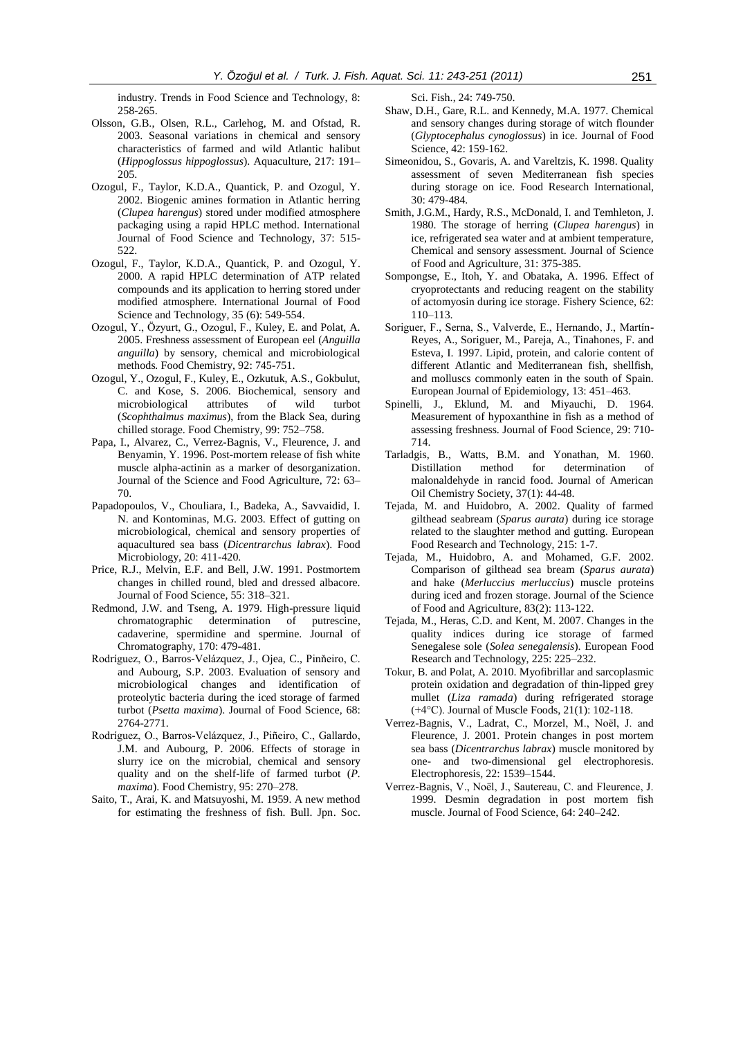industry. Trends in Food Science and Technology, 8: 258-265.

Olsson, G.B., Olsen, R.L., Carlehog, M. and Ofstad, R. 2003. Seasonal variations in chemical and sensory characteristics of farmed and wild Atlantic halibut (*Hippoglossus hippoglossus*). Aquaculture, 217: 191–205.

Ozogul, F., Taylor, K.D.A., Quantick, P. and Ozogul, Y. 2002. Biogenic amines formation in Atlantic herring (*Clupea harengus*) stored under modified atmosphere packaging using a rapid HPLC method. International Journal of Food Science and Technology, 37: 515-522.

Ozogul, F., Taylor, K.D.A., Quantick, P. and Ozogul, Y. 2000. A rapid HPLC determination of ATP related compounds and its application to herring stored under modified atmosphere. International Journal of Food Science and Technology, 35 (6): 549-554.

Ozogul, Y., Özyurt, G., Ozogul, F., Kuley, E. and Polat, A. 2005. Freshness assessment of European eel (*Anguilla anguilla*) by sensory, chemical and microbiological methods*.* Food Chemistry, 92: 745-751.

Ozogul, Y., Ozogul, F., Kuley, E., Ozkutuk, A.S., Gokbulut, C. and Kose, S. 2006. Biochemical, sensory and microbiological attributes of wild turbot (*Scophthalmus maximus*), from the Black Sea, during chilled storage. Food Chemistry, 99: 752–758.

Papa, I., Alvarez, C., Verrez-Bagnis, V., Fleurence, J. and Benyamin, Y. 1996. Post-mortem release of fish white muscle alpha-actinin as a marker of desorganization. Journal of the Science and Food Agriculture, 72: 63–70.

Papadopoulos, V., Chouliara, I., Badeka, A., Savvaidid, I. N. and Kontominas, M.G. 2003. Effect of gutting on microbiological, chemical and sensory properties of aquacultured sea bass (*Dicentrarchus labrax*). Food Microbiology, 20: 411-420.

Price, R.J., Melvin, E.F. and Bell, J.W. 1991. Postmortem changes in chilled round, bled and dressed albacore. Journal of Food Science, 55: 318–321.

Redmond, J.W. and Tseng, A. 1979. High-pressure liquid chromatographic determination of putrescine, cadaverine, spermidine and spermine. Journal of Chromatography, 170: 479-481.

Rodríguez, O., Barros-Velázquez, J., Ojea, C., Pinňeiro, C. and Aubourg, S.P. 2003. Evaluation of sensory and microbiological changes and identification of proteolytic bacteria during the iced storage of farmed turbot (*Psetta maxima*). Journal of Food Science, 68: 2764-2771.

Rodríguez, O., Barros-Velázquez, J., Piñeiro, C., Gallardo, J.M. and Aubourg, P. 2006. Effects of storage in slurry ice on the microbial, chemical and sensory quality and on the shelf-life of farmed turbot (*P. maxima*). Food Chemistry, 95: 270–278.

Saito, T., Arai, K. and Matsuyoshi, M. 1959. A new method for estimating the freshness of fish. Bull. Jpn. Soc. Sci. Fish., 24: 749-750.

Shaw, D.H., Gare, R.L. and Kennedy, M.A. 1977. Chemical and sensory changes during storage of witch flounder (*Glyptocephalus cynoglossus*) in ice. Journal of Food Science, 42: 159-162.

Simeonidou, S., Govaris, A. and Vareltzis, K. 1998. Quality assessment of seven Mediterranean fish species during storage on ice. Food Research International, 30: 479-484.

Smith, J.G.M., Hardy, R.S., McDonald, I. and Temhleton, J. 1980. The storage of herring (*Clupea harengus*) in ice, refrigerated sea water and at ambient temperature, Chemical and sensory assessment. Journal of Science of Food and Agriculture, 31: 375-385.

Sompongse, E., Itoh, Y. and Obataka, A. 1996. Effect of cryoprotectants and reducing reagent on the stability of actomyosin during ice storage. Fishery Science, 62: 110–113.

Soriguer, F., Serna, S., Valverde, E., Hernando, J., Martín-Reyes, A., Soriguer, M., Pareja, A., Tinahones, F. and Esteva, I. 1997. Lipid, protein, and calorie content of different Atlantic and Mediterranean fish, shellfish, and molluscs commonly eaten in the south of Spain. European Journal of Epidemiology, 13: 451–463.

Spinelli, J., Eklund, M. and Miyauchi, D. 1964. Measurement of hypoxanthine in fish as a method of assessing freshness. Journal of Food Science, 29: 710-714.

Tarladgis, B., Watts, B.M. and Yonathan, M. 1960. Distillation method for determination of malonaldehyde in rancid food. Journal of American Oil Chemistry Society, 37(1): 44-48.

Tejada, M. and Huidobro, A. 2002. Quality of farmed gilthead seabream (*Sparus aurata*) during ice storage related to the slaughter method and gutting. European Food Research and Technology, 215: 1-7.

Tejada, M., Huidobro, A. and Mohamed, G.F. 2002. Comparison of gilthead sea bream (*Sparus aurata*) and hake (*Merluccius merluccius*) muscle proteins during iced and frozen storage. Journal of the Science of Food and Agriculture, 83(2): 113-122.

Tejada, M., Heras, C.D. and Kent, M. 2007. Changes in the quality indices during ice storage of farmed Senegalese sole (*Solea senegalensis*). European Food Research and Technology, 225: 225–232.

Tokur, B. and Polat, A. 2010. Myofibrillar and sarcoplasmic protein oxidation and degradation of thin-lipped grey mullet (*Liza ramada*) during refrigerated storage (+4°C). Journal of Muscle Foods, 21(1): 102-118.

Verrez-Bagnis, V., Ladrat, C., Morzel, M., Noël, J. and Fleurence, J. 2001. Protein changes in post mortem sea bass (*Dicentrarchus labrax*) muscle monitored by one- and two-dimensional gel electrophoresis. Electrophoresis, 22: 1539–1544.

Verrez-Bagnis, V., Noël, J., Sautereau, C. and Fleurence, J. 1999. Desmin degradation in post mortem fish muscle. Journal of Food Science, 64: 240–242.